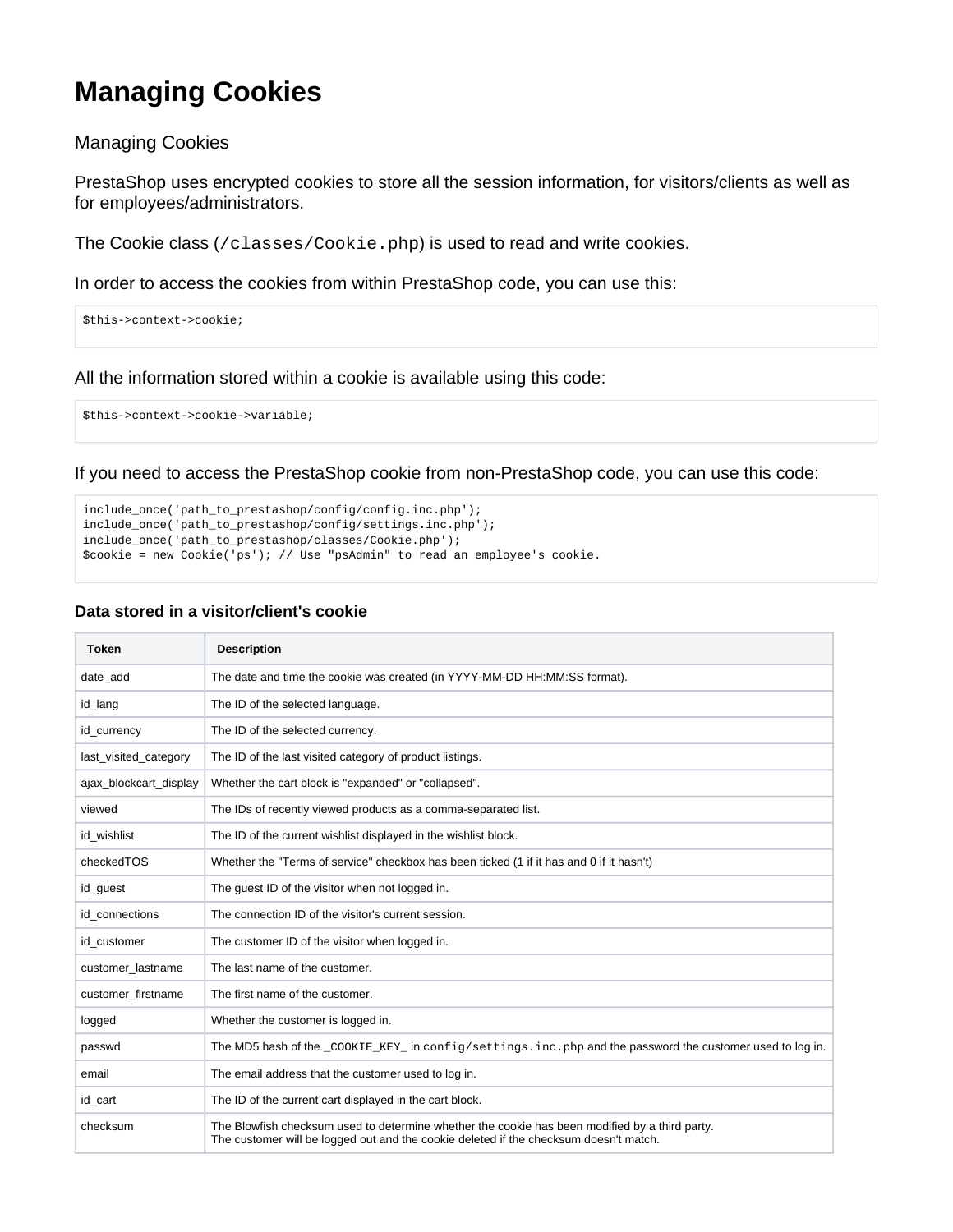# Managing Cookies

Managing Cookies

PrestaShop uses encrypted cookies to store all the session information, for visitors/clients as well as for employees/administrators.

The Cookie class (`/classes/Cookie.php`) is used to read and write cookies.

In order to access the cookies from within PrestaShop code, you can use this:

```
$this->context->cookie;
```

All the information stored within a cookie is available using this code:

```
$this->context->cookie->variable;
```

If you need to access the PrestaShop cookie from non-PrestaShop code, you can use this code:

```
include_once('path_to_prestashop/config/config.inc.php');
include_once('path_to_prestashop/config/settings.inc.php');
include_once('path_to_prestashop/classes/Cookie.php');
$cookie = new Cookie('ps'); // Use "psAdmin" to read an employee's cookie.
```

### Data stored in a visitor/client's cookie

| Token | Description |
|---|---|
| date_add | The date and time the cookie was created (in YYYY-MM-DD HH:MM:SS format). |
| id_lang | The ID of the selected language. |
| id_currency | The ID of the selected currency. |
| last_visited_category | The ID of the last visited category of product listings. |
| ajax_blockcart_display | Whether the cart block is "expanded" or "collapsed". |
| viewed | The IDs of recently viewed products as a comma-separated list. |
| id_wishlist | The ID of the current wishlist displayed in the wishlist block. |
| checkedTOS | Whether the "Terms of service" checkbox has been ticked (1 if it has and 0 if it hasn't) |
| id_guest | The guest ID of the visitor when not logged in. |
| id_connections | The connection ID of the visitor's current session. |
| id_customer | The customer ID of the visitor when logged in. |
| customer_lastname | The last name of the customer. |
| customer_firstname | The first name of the customer. |
| logged | Whether the customer is logged in. |
| passwd | The MD5 hash of the `_COOKIE_KEY_` in `config/settings.inc.php` and the password the customer used to log in. |
| email | The email address that the customer used to log in. |
| id_cart | The ID of the current cart displayed in the cart block. |
| checksum | The Blowfish checksum used to determine whether the cookie has been modified by a third party. The customer will be logged out and the cookie deleted if the checksum doesn't match. |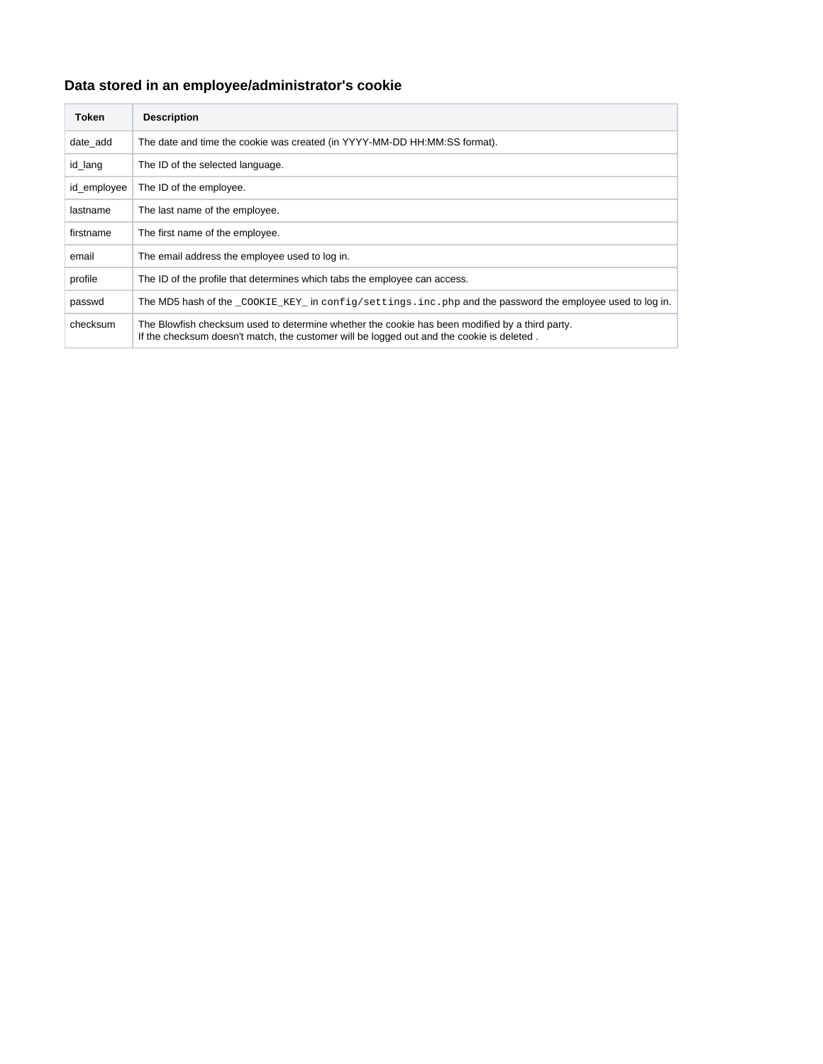### Data stored in an employee/administrator's cookie

| Token | Description |
| --- | --- |
| date_add | The date and time the cookie was created (in YYYY-MM-DD HH:MM:SS format). |
| id_lang | The ID of the selected language. |
| id_employee | The ID of the employee. |
| lastname | The last name of the employee. |
| firstname | The first name of the employee. |
| email | The email address the employee used to log in. |
| profile | The ID of the profile that determines which tabs the employee can access. |
| passwd | The MD5 hash of the `_COOKIE_KEY_` in `config/settings.inc.php` and the password the employee used to log in. |
| checksum | The Blowfish checksum used to determine whether the cookie has been modified by a third party.<br>If the checksum doesn't match, the customer will be logged out and the cookie is deleted . |